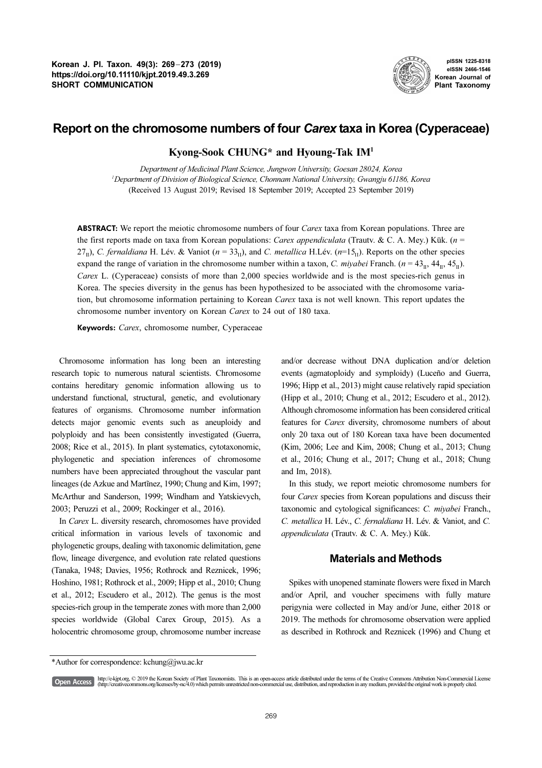# Report on the chromosome numbers of four *Carex* taxa in Korea (Cyperaceae)

**Kyong-Sook CHUNG\* and Hyoung-Tak IM[1]**

*Department of Medicinal Plant Science, Jungwon University, Goesan 28024, Korea*
*[1]Department of Division of Biological Science, Chonnam National University, Gwangju 61186, Korea*
(Received 13 August 2019; Revised 18 September 2019; Accepted 23 September 2019)

**ABSTRACT:** We report the meiotic chromosome numbers of four *Carex* taxa from Korean populations. Three are the first reports made on taxa from Korean populations: *Carex appendiculata* (Trautv. & C. A. Mey.) Kük. ($n = 27_{II}$), *C. fernaldiana* H. Lév. & Vaniot ($n = 33_{II}$), and *C. metallica* H.Lév. ($n=15_{II}$). Reports on the other species expand the range of variation in the chromosome number within a taxon, *C. miyabei* Franch. ($n = 43_{II}$, $44_{II}$, $45_{II}$). *Carex* L. (Cyperaceae) consists of more than 2,000 species worldwide and is the most species-rich genus in Korea. The species diversity in the genus has been hypothesized to be associated with the chromosome variation, but chromosome information pertaining to Korean *Carex* taxa is not well known. This report updates the chromosome number inventory on Korean *Carex* to 24 out of 180 taxa.

**Keywords:** *Carex*, chromosome number, Cyperaceae

Chromosome information has long been an interesting research topic to numerous natural scientists. Chromosome contains hereditary genomic information allowing us to understand functional, structural, genetic, and evolutionary features of organisms. Chromosome number information detects major genomic events such as aneuploidy and polyploidy and has been consistently investigated (Guerra, 2008; Rice et al., 2015). In plant systematics, cytotaxonomic, phylogenetic and speciation inferences of chromosome numbers have been appreciated throughout the vascular pant lineages (de Azkue and Martĩnez, 1990; Chung and Kim, 1997; McArthur and Sanderson, 1999; Windham and Yatskievych, 2003; Peruzzi et al., 2009; Rockinger et al., 2016).

In *Carex* L. diversity research, chromosomes have provided critical information in various levels of taxonomic and phylogenetic groups, dealing with taxonomic delimitation, gene flow, lineage divergence, and evolution rate related questions (Tanaka, 1948; Davies, 1956; Rothrock and Reznicek, 1996; Hoshino, 1981; Rothrock et al., 2009; Hipp et al., 2010; Chung et al., 2012; Escudero et al., 2012). The genus is the most species-rich group in the temperate zones with more than 2,000 species worldwide (Global Carex Group, 2015). As a holocentric chromosome group, chromosome number increase and/or decrease without DNA duplication and/or deletion events (agmatoploidy and symploidy) (Luceño and Guerra, 1996; Hipp et al., 2013) might cause relatively rapid speciation (Hipp et al., 2010; Chung et al., 2012; Escudero et al., 2012). Although chromosome information has been considered critical features for *Carex* diversity, chromosome numbers of about only 20 taxa out of 180 Korean taxa have been documented (Kim, 2006; Lee and Kim, 2008; Chung et al., 2013; Chung et al., 2016; Chung et al., 2017; Chung et al., 2018; Chung and Im, 2018).

In this study, we report meiotic chromosome numbers for four *Carex* species from Korean populations and discuss their taxonomic and cytological significances: *C. miyabei* Franch., *C. metallica* H. Lév., *C. fernaldiana* H. Lév. & Vaniot, and *C. appendiculata* (Trautv. & C. A. Mey.) Kük.

## Materials and Methods

Spikes with unopened staminate flowers were fixed in March and/or April, and voucher specimens with fully mature perigynia were collected in May and/or June, either 2018 or 2019. The methods for chromosome observation were applied as described in Rothrock and Reznicek (1996) and Chung et

\*Author for correspondence: kchung@jwu.ac.kr

http://e-kjpt.org, © 2019 the Korean Society of Plant Taxonomists. This is an open-access article distributed under the terms of the Creative Commons Attribution Non-Commercial License (http://creativecommons.org/licenses/by-nc/4.0) which permits unrestricted non-commercial use, distribution, and reproduction in any medium, provided the original work is properly cited.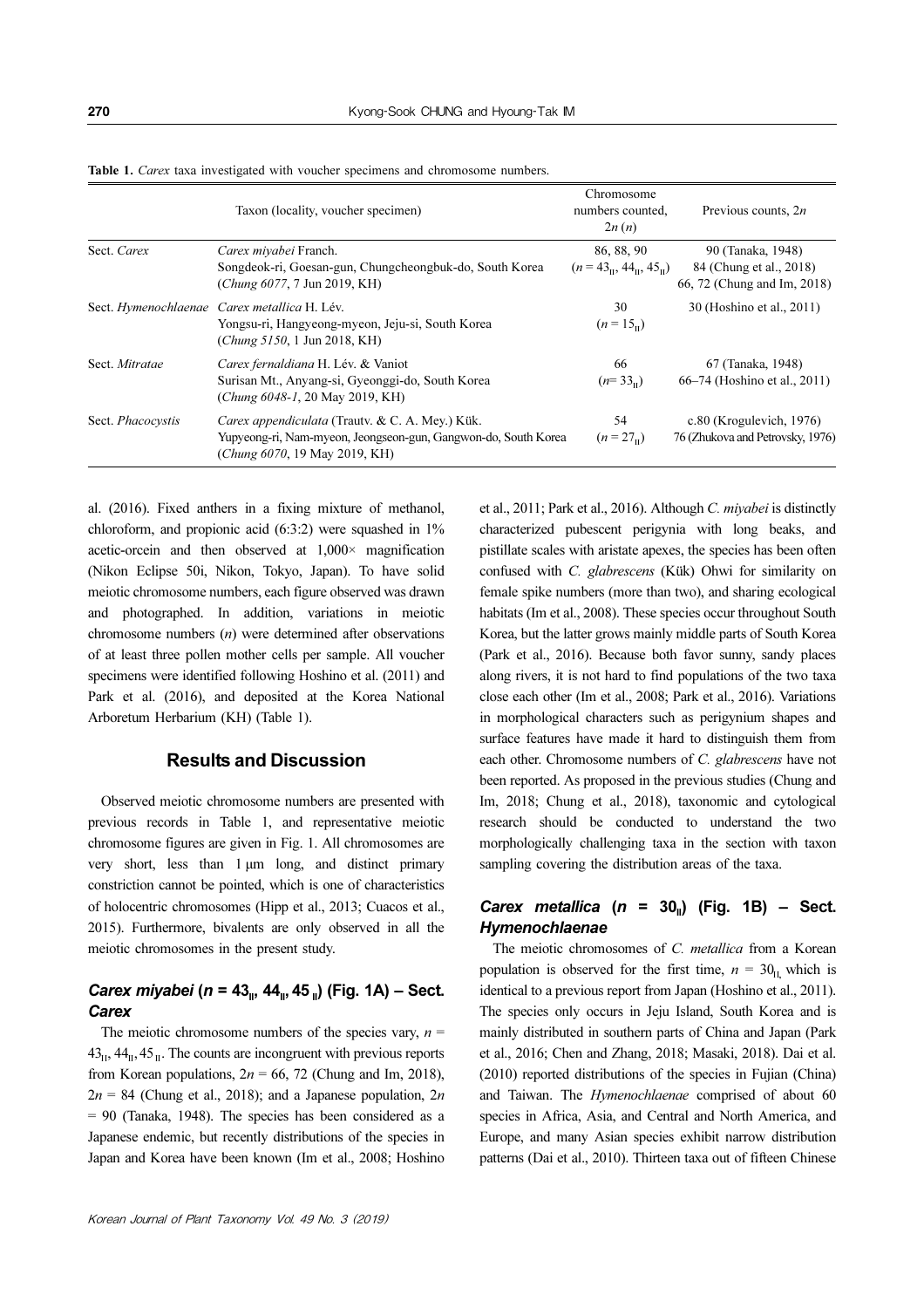**Table 1.** *Carex* taxa investigated with voucher specimens and chromosome numbers.

| | Taxon (locality, voucher specimen) | Chromosome numbers counted, $2n$ ($n$) | Previous counts, $2n$ |
|---|---|---|---|
| Sect. *Carex* | *Carex miyabei* Franch. Songdeok-ri, Goesan-gun, Chungcheongbuk-do, South Korea (*Chung 6077*, 7 Jun 2019, KH) | 86, 88, 90 ($n = 43_{II}, 44_{II}, 45_{II}$) | 90 (Tanaka, 1948) 84 (Chung et al., 2018) 66, 72 (Chung and Im, 2018) |
| Sect. *Hymenochlaenae* | *Carex metallica* H. Lév. Yongsu-ri, Hangyeong-myeon, Jeju-si, South Korea (*Chung 5150*, 1 Jun 2018, KH) | 30 ($n = 15_{II}$) | 30 (Hoshino et al., 2011) |
| Sect. *Mitratae* | *Carex fernaldiana* H. Lév. & Vaniot Surisan Mt., Anyang-si, Gyeonggi-do, South Korea (*Chung 6048-1*, 20 May 2019, KH) | 66 ($n= 33_{II}$) | 67 (Tanaka, 1948) 66–74 (Hoshino et al., 2011) |
| Sect. *Phacocystis* | *Carex appendiculata* (Trautv. & C. A. Mey.) Kük. Yupyeong-ri, Nam-myeon, Jeongseon-gun, Gangwon-do, South Korea (*Chung 6070*, 19 May 2019, KH) | 54 ($n = 27_{II}$) | c.80 (Krogulevich, 1976) 76 (Zhukova and Petrovsky, 1976) |

al. (2016). Fixed anthers in a fixing mixture of methanol, chloroform, and propionic acid (6:3:2) were squashed in 1% acetic-orcein and then observed at 1,000× magnification (Nikon Eclipse 50i, Nikon, Tokyo, Japan). To have solid meiotic chromosome numbers, each figure observed was drawn and photographed. In addition, variations in meiotic chromosome numbers ($n$) were determined after observations of at least three pollen mother cells per sample. All voucher specimens were identified following Hoshino et al. (2011) and Park et al. (2016), and deposited at the Korea National Arboretum Herbarium (KH) (Table 1).

## Results and Discussion

Observed meiotic chromosome numbers are presented with previous records in Table 1, and representative meiotic chromosome figures are given in Fig. 1. All chromosomes are very short, less than 1 μm long, and distinct primary constriction cannot be pointed, which is one of characteristics of holocentric chromosomes (Hipp et al., 2013; Cuacos et al., 2015). Furthermore, bivalents are only observed in all the meiotic chromosomes in the present study.

### *Carex miyabei* ($n = 43_{II}, 44_{II}, 45_{II}$) (Fig. 1A) – Sect. *Carex*

The meiotic chromosome numbers of the species vary, $n = 43_{II}, 44_{II}, 45_{II}$. The counts are incongruent with previous reports from Korean populations, $2n$ = 66, 72 (Chung and Im, 2018), $2n$ = 84 (Chung et al., 2018); and a Japanese population, $2n$ = 90 (Tanaka, 1948). The species has been considered as a Japanese endemic, but recently distributions of the species in Japan and Korea have been known (Im et al., 2008; Hoshino et al., 2011; Park et al., 2016). Although *C. miyabei* is distinctly characterized pubescent perigynia with long beaks, and pistillate scales with aristate apexes, the species has been often confused with *C. glabrescens* (Kük) Ohwi for similarity on female spike numbers (more than two), and sharing ecological habitats (Im et al., 2008). These species occur throughout South Korea, but the latter grows mainly middle parts of South Korea (Park et al., 2016). Because both favor sunny, sandy places along rivers, it is not hard to find populations of the two taxa close each other (Im et al., 2008; Park et al., 2016). Variations in morphological characters such as perigynium shapes and surface features have made it hard to distinguish them from each other. Chromosome numbers of *C. glabrescens* have not been reported. As proposed in the previous studies (Chung and Im, 2018; Chung et al., 2018), taxonomic and cytological research should be conducted to understand the two morphologically challenging taxa in the section with taxon sampling covering the distribution areas of the taxa.

### *Carex metallica* ($n = 30_{II}$) (Fig. 1B) – Sect. *Hymenochlaenae*

The meiotic chromosomes of *C. metallica* from a Korean population is observed for the first time, $n = 30_{II}$, which is identical to a previous report from Japan (Hoshino et al., 2011). The species only occurs in Jeju Island, South Korea and is mainly distributed in southern parts of China and Japan (Park et al., 2016; Chen and Zhang, 2018; Masaki, 2018). Dai et al. (2010) reported distributions of the species in Fujian (China) and Taiwan. The *Hymenochlaenae* comprised of about 60 species in Africa, Asia, and Central and North America, and Europe, and many Asian species exhibit narrow distribution patterns (Dai et al., 2010). Thirteen taxa out of fifteen Chinese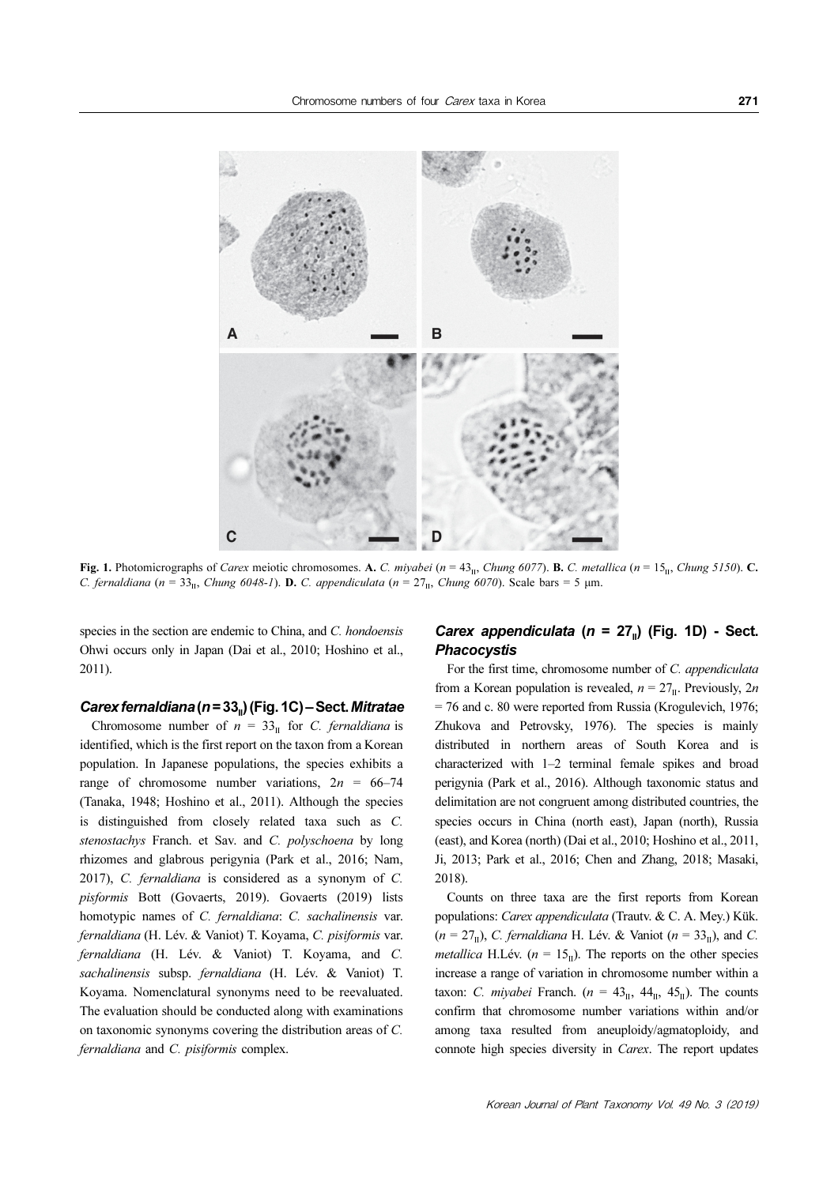**Fig. 1.** Photomicrographs of *Carex* meiotic chromosomes. **A.** *C. miyabei* ($n$ = $43_{II}$, *Chung 6077*). **B.** *C. metallica* ($n$ = $15_{II}$, *Chung 5150*). **C.** *C. fernaldiana* ($n$ = $33_{II}$, *Chung 6048-1*). **D.** *C. appendiculata* ($n$ = $27_{II}$, *Chung 6070*). Scale bars = 5 μm.

species in the section are endemic to China, and *C. hondoensis* Ohwi occurs only in Japan (Dai et al., 2010; Hoshino et al., 2011).

### *Carex fernaldiana* ($n$ = $33_{II}$) (Fig. 1C) – Sect. *Mitratae*

Chromosome number of $n$ = $33_{II}$ for *C. fernaldiana* is identified, which is the first report on the taxon from a Korean population. In Japanese populations, the species exhibits a range of chromosome number variations, $2n$ = 66–74 (Tanaka, 1948; Hoshino et al., 2011). Although the species is distinguished from closely related taxa such as *C. stenostachys* Franch. et Sav. and *C. polyschoena* by long rhizomes and glabrous perigynia (Park et al., 2016; Nam, 2017), *C. fernaldiana* is considered as a synonym of *C. pisformis* Bott (Govaerts, 2019). Govaerts (2019) lists homotypic names of *C. fernaldiana*: *C. sachalinensis* var. *fernaldiana* (H. Lév. & Vaniot) T. Koyama, *C. pisiformis* var. *fernaldiana* (H. Lév. & Vaniot) T. Koyama, and *C. sachalinensis* subsp. *fernaldiana* (H. Lév. & Vaniot) T. Koyama. Nomenclatural synonyms need to be reevaluated. The evaluation should be conducted along with examinations on taxonomic synonyms covering the distribution areas of *C. fernaldiana* and *C. pisiformis* complex.

### *Carex appendiculata* ($n$ = $27_{II}$) (Fig. 1D) - Sect. *Phacocystis*

For the first time, chromosome number of *C. appendiculata* from a Korean population is revealed, $n$ = $27_{II}$. Previously, $2n$ = 76 and c. 80 were reported from Russia (Krogulevich, 1976; Zhukova and Petrovsky, 1976). The species is mainly distributed in northern areas of South Korea and is characterized with 1–2 terminal female spikes and broad perigynia (Park et al., 2016). Although taxonomic status and delimitation are not congruent among distributed countries, the species occurs in China (north east), Japan (north), Russia (east), and Korea (north) (Dai et al., 2010; Hoshino et al., 2011, Ji, 2013; Park et al., 2016; Chen and Zhang, 2018; Masaki, 2018).

Counts on three taxa are the first reports from Korean populations: *Carex appendiculata* (Trautv. & C. A. Mey.) Kük. ($n$ = $27_{II}$), *C. fernaldiana* H. Lév. & Vaniot ($n$ = $33_{II}$), and *C. metallica* H.Lév. ($n$ = $15_{II}$). The reports on the other species increase a range of variation in chromosome number within a taxon: *C. miyabei* Franch. ($n$ = $43_{II}$, $44_{II}$, $45_{II}$). The counts confirm that chromosome number variations within and/or among taxa resulted from aneuploidy/agmatoploidy, and connote high species diversity in *Carex*. The report updates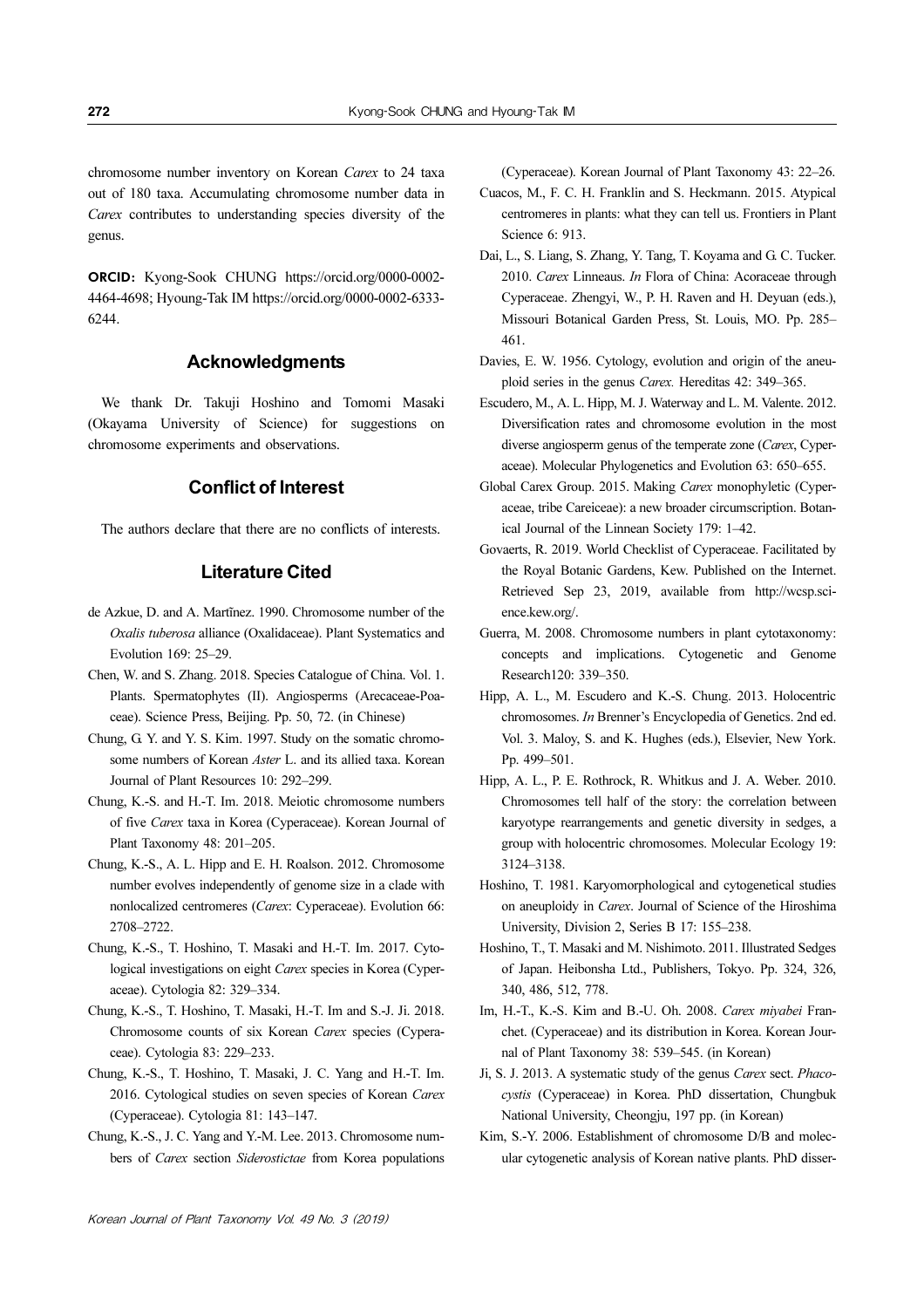chromosome number inventory on Korean *Carex* to 24 taxa out of 180 taxa. Accumulating chromosome number data in *Carex* contributes to understanding species diversity of the genus.

**ORCID:** Kyong-Sook CHUNG https://orcid.org/0000-0002-4464-4698; Hyoung-Tak IM https://orcid.org/0000-0002-6333-6244.

## Acknowledgments

We thank Dr. Takuji Hoshino and Tomomi Masaki (Okayama University of Science) for suggestions on chromosome experiments and observations.

## Conflict of Interest

The authors declare that there are no conflicts of interests.

## Literature Cited

de Azkue, D. and A. Martínez. 1990. Chromosome number of the *Oxalis tuberosa* alliance (Oxalidaceae). Plant Systematics and Evolution 169: 25–29.

Chen, W. and S. Zhang. 2018. Species Catalogue of China. Vol. 1. Plants. Spermatophytes (II). Angiosperms (Arecaceae-Poaceae). Science Press, Beijing. Pp. 50, 72. (in Chinese)

Chung, G. Y. and Y. S. Kim. 1997. Study on the somatic chromosome numbers of Korean *Aster* L. and its allied taxa. Korean Journal of Plant Resources 10: 292–299.

Chung, K.-S. and H.-T. Im. 2018. Meiotic chromosome numbers of five *Carex* taxa in Korea (Cyperaceae). Korean Journal of Plant Taxonomy 48: 201–205.

Chung, K.-S., A. L. Hipp and E. H. Roalson. 2012. Chromosome number evolves independently of genome size in a clade with nonlocalized centromeres (*Carex*: Cyperaceae). Evolution 66: 2708–2722.

Chung, K.-S., T. Hoshino, T. Masaki and H.-T. Im. 2017. Cytological investigations on eight *Carex* species in Korea (Cyperaceae). Cytologia 82: 329–334.

Chung, K.-S., T. Hoshino, T. Masaki, H.-T. Im and S.-J. Ji. 2018. Chromosome counts of six Korean *Carex* species (Cyperaceae). Cytologia 83: 229–233.

Chung, K.-S., T. Hoshino, T. Masaki, J. C. Yang and H.-T. Im. 2016. Cytological studies on seven species of Korean *Carex* (Cyperaceae). Cytologia 81: 143–147.

Chung, K.-S., J. C. Yang and Y.-M. Lee. 2013. Chromosome numbers of *Carex* section *Siderostictae* from Korea populations (Cyperaceae). Korean Journal of Plant Taxonomy 43: 22–26.

Cuacos, M., F. C. H. Franklin and S. Heckmann. 2015. Atypical centromeres in plants: what they can tell us. Frontiers in Plant Science 6: 913.

Dai, L., S. Liang, S. Zhang, Y. Tang, T. Koyama and G. C. Tucker. 2010. *Carex* Linneaus. *In* Flora of China: Acoraceae through Cyperaceae. Zhengyi, W., P. H. Raven and H. Deyuan (eds.), Missouri Botanical Garden Press, St. Louis, MO. Pp. 285–461.

Davies, E. W. 1956. Cytology, evolution and origin of the aneuploid series in the genus *Carex.* Hereditas 42: 349–365.

Escudero, M., A. L. Hipp, M. J. Waterway and L. M. Valente. 2012. Diversification rates and chromosome evolution in the most diverse angiosperm genus of the temperate zone (*Carex*, Cyperaceae). Molecular Phylogenetics and Evolution 63: 650–655.

Global Carex Group. 2015. Making *Carex* monophyletic (Cyperaceae, tribe Careiceae): a new broader circumscription. Botanical Journal of the Linnean Society 179: 1–42.

Govaerts, R. 2019. World Checklist of Cyperaceae. Facilitated by the Royal Botanic Gardens, Kew. Published on the Internet. Retrieved Sep 23, 2019, available from http://wcsp.science.kew.org/.

Guerra, M. 2008. Chromosome numbers in plant cytotaxonomy: concepts and implications. Cytogenetic and Genome Research120: 339–350.

Hipp, A. L., M. Escudero and K.-S. Chung. 2013. Holocentric chromosomes. *In* Brenner's Encyclopedia of Genetics. 2nd ed. Vol. 3. Maloy, S. and K. Hughes (eds.), Elsevier, New York. Pp. 499–501.

Hipp, A. L., P. E. Rothrock, R. Whitkus and J. A. Weber. 2010. Chromosomes tell half of the story: the correlation between karyotype rearrangements and genetic diversity in sedges, a group with holocentric chromosomes. Molecular Ecology 19: 3124–3138.

Hoshino, T. 1981. Karyomorphological and cytogenetical studies on aneuploidy in *Carex*. Journal of Science of the Hiroshima University, Division 2, Series B 17: 155–238.

Hoshino, T., T. Masaki and M. Nishimoto. 2011. Illustrated Sedges of Japan. Heibonsha Ltd., Publishers, Tokyo. Pp. 324, 326, 340, 486, 512, 778.

Im, H.-T., K.-S. Kim and B.-U. Oh. 2008. *Carex miyabei* Franchet. (Cyperaceae) and its distribution in Korea. Korean Journal of Plant Taxonomy 38: 539–545. (in Korean)

Ji, S. J. 2013. A systematic study of the genus *Carex* sect. *Phacocystis* (Cyperaceae) in Korea. PhD dissertation, Chungbuk National University, Cheongju, 197 pp. (in Korean)

Kim, S.-Y. 2006. Establishment of chromosome D/B and molecular cytogenetic analysis of Korean native plants. PhD disser-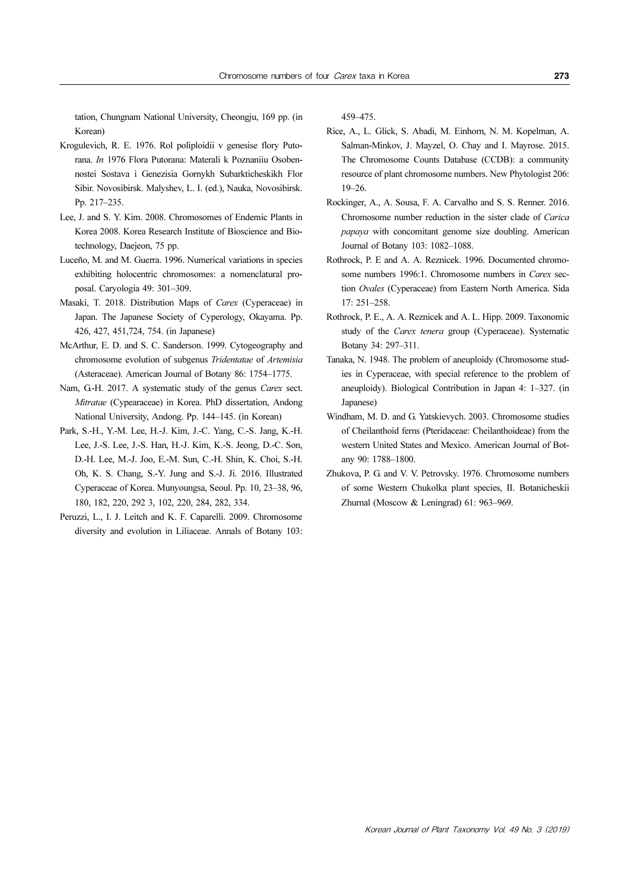tation, Chungnam National University, Cheongju, 169 pp. (in Korean)

Krogulevich, R. E. 1976. Rol poliploidii v genesise flory Putorana. *In* 1976 Flora Putorana: Materali k Poznaniiu Osobennostei Sostava i Genezisia Gornykh Subarkticheskikh Flor Sibir. Novosibirsk. Malyshev, L. I. (ed.), Nauka, Novosibirsk. Pp. 217–235.

Lee, J. and S. Y. Kim. 2008. Chromosomes of Endemic Plants in Korea 2008. Korea Research Institute of Bioscience and Biotechnology, Daejeon, 75 pp.

Luceño, M. and M. Guerra. 1996. Numerical variations in species exhibiting holocentric chromosomes: a nomenclatural proposal. Caryologia 49: 301–309.

Masaki, T. 2018. Distribution Maps of *Carex* (Cyperaceae) in Japan. The Japanese Society of Cyperology, Okayama. Pp. 426, 427, 451,724, 754. (in Japanese)

McArthur, E. D. and S. C. Sanderson. 1999. Cytogeography and chromosome evolution of subgenus *Tridentatae* of *Artemisia* (Asteraceae). American Journal of Botany 86: 1754–1775.

Nam, G.-H. 2017. A systematic study of the genus *Carex* sect. *Mitratae* (Cypearaceae) in Korea. PhD dissertation, Andong National University, Andong. Pp. 144–145. (in Korean)

Park, S.-H., Y.-M. Lee, H.-J. Kim, J.-C. Yang, C.-S. Jang, K.-H. Lee, J.-S. Lee, J.-S. Han, H.-J. Kim, K.-S. Jeong, D.-C. Son, D.-H. Lee, M.-J. Joo, E.-M. Sun, C.-H. Shin, K. Choi, S.-H. Oh, K. S. Chang, S.-Y. Jung and S.-J. Ji. 2016. Illustrated Cyperaceae of Korea. Munyoungsa, Seoul. Pp. 10, 23–38, 96, 180, 182, 220, 292 3, 102, 220, 284, 282, 334.

Peruzzi, L., I. J. Leitch and K. F. Caparelli. 2009. Chromosome diversity and evolution in Liliaceae. Annals of Botany 103: 459–475.

Rice, A., L. Glick, S. Abadi, M. Einhorn, N. M. Kopelman, A. Salman-Minkov, J. Mayzel, O. Chay and I. Mayrose. 2015. The Chromosome Counts Database (CCDB): a community resource of plant chromosome numbers. New Phytologist 206: 19–26.

Rockinger, A., A. Sousa, F. A. Carvalho and S. S. Renner. 2016. Chromosome number reduction in the sister clade of *Carica papaya* with concomitant genome size doubling. American Journal of Botany 103: 1082–1088.

Rothrock, P. E and A. A. Reznicek. 1996. Documented chromosome numbers 1996:1. Chromosome numbers in *Carex* section *Ovales* (Cyperaceae) from Eastern North America. Sida 17: 251–258.

Rothrock, P. E., A. A. Reznicek and A. L. Hipp. 2009. Taxonomic study of the *Carex tenera* group (Cyperaceae). Systematic Botany 34: 297–311.

Tanaka, N. 1948. The problem of aneuploidy (Chromosome studies in Cyperaceae, with special reference to the problem of aneuploidy). Biological Contribution in Japan 4: 1–327. (in Japanese)

Windham, M. D. and G. Yatskievych. 2003. Chromosome studies of Cheilanthoid ferns (Pteridaceae: Cheilanthoideae) from the western United States and Mexico. American Journal of Botany 90: 1788–1800.

Zhukova, P. G. and V. V. Petrovsky. 1976. Chromosome numbers of some Western Chukolka plant species, II. Botanicheskii Zhurnal (Moscow & Leningrad) 61: 963–969.